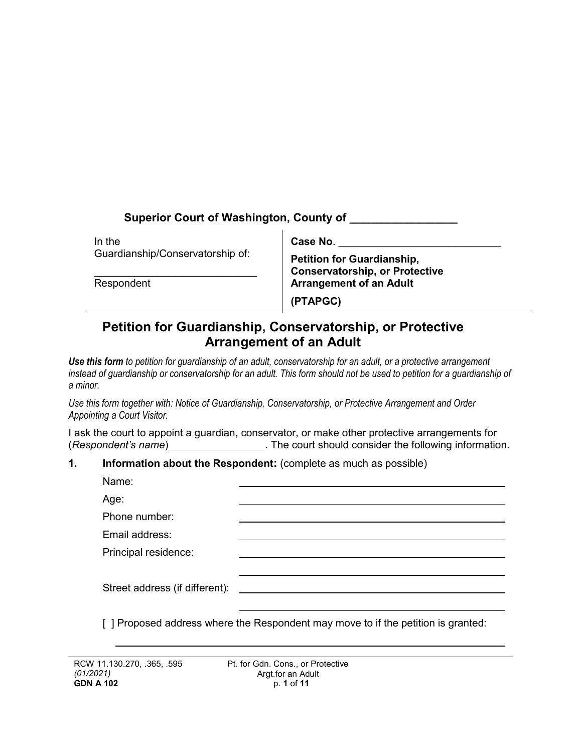**Superior Court of Washington, County of** \_\_\_\_\_\_\_\_\_\_\_\_\_\_\_\_\_

| In the Guardianship/Conservatorship of: | **Case No**. \_\_\_\_\_\_\_\_\_\_\_\_\_\_\_\_\_\_\_\_\_\_\_\_\_\_\_\_ |
|---|---|
| \_\_\_\_\_\_\_\_\_\_\_\_\_\_\_\_\_\_\_\_\_\_\_\_\_\_\_\_ Respondent | **Petition for Guardianship, Conservatorship, or Protective Arrangement of an Adult** **(PTAPGC)** |

# Petition for Guardianship, Conservatorship, or Protective Arrangement of an Adult

***Use this form** to petition for guardianship of an adult, conservatorship for an adult, or a protective arrangement instead of guardianship or conservatorship for an adult. This form should not be used to petition for a guardianship of a minor.*

*Use this form together with: Notice of Guardianship, Conservatorship, or Protective Arrangement and Order Appointing a Court Visitor.*

I ask the court to appoint a guardian, conservator, or make other protective arrangements for (*Respondent's name*)\_\_\_\_\_\_\_\_\_\_\_\_\_\_\_\_. The court should consider the following information.

**1. Information about the Respondent:** (complete as much as possible)

Name: \_\_\_\_\_\_\_\_\_\_\_\_\_\_\_\_\_\_\_\_\_\_\_\_\_\_\_\_\_\_\_\_\_\_\_\_\_\_\_\_

Age: \_\_\_\_\_\_\_\_\_\_\_\_\_\_\_\_\_\_\_\_\_\_\_\_\_\_\_\_\_\_\_\_\_\_\_\_\_\_\_\_

Phone number: \_\_\_\_\_\_\_\_\_\_\_\_\_\_\_\_\_\_\_\_\_\_\_\_\_\_\_\_\_\_\_\_\_\_\_\_\_\_\_\_

Email address: \_\_\_\_\_\_\_\_\_\_\_\_\_\_\_\_\_\_\_\_\_\_\_\_\_\_\_\_\_\_\_\_\_\_\_\_\_\_\_\_

Principal residence: \_\_\_\_\_\_\_\_\_\_\_\_\_\_\_\_\_\_\_\_\_\_\_\_\_\_\_\_\_\_\_\_\_\_\_\_\_\_\_\_

\_\_\_\_\_\_\_\_\_\_\_\_\_\_\_\_\_\_\_\_\_\_\_\_\_\_\_\_\_\_\_\_\_\_\_\_\_\_\_\_

Street address (if different): \_\_\_\_\_\_\_\_\_\_\_\_\_\_\_\_\_\_\_\_\_\_\_\_\_\_\_\_\_\_\_\_\_\_\_\_\_\_\_\_

\_\_\_\_\_\_\_\_\_\_\_\_\_\_\_\_\_\_\_\_\_\_\_\_\_\_\_\_\_\_\_\_\_\_\_\_\_\_\_\_

[ ] Proposed address where the Respondent may move to if the petition is granted:

\_\_\_\_\_\_\_\_\_\_\_\_\_\_\_\_\_\_\_\_\_\_\_\_\_\_\_\_\_\_\_\_\_\_\_\_\_\_\_\_\_\_\_\_\_\_\_\_\_\_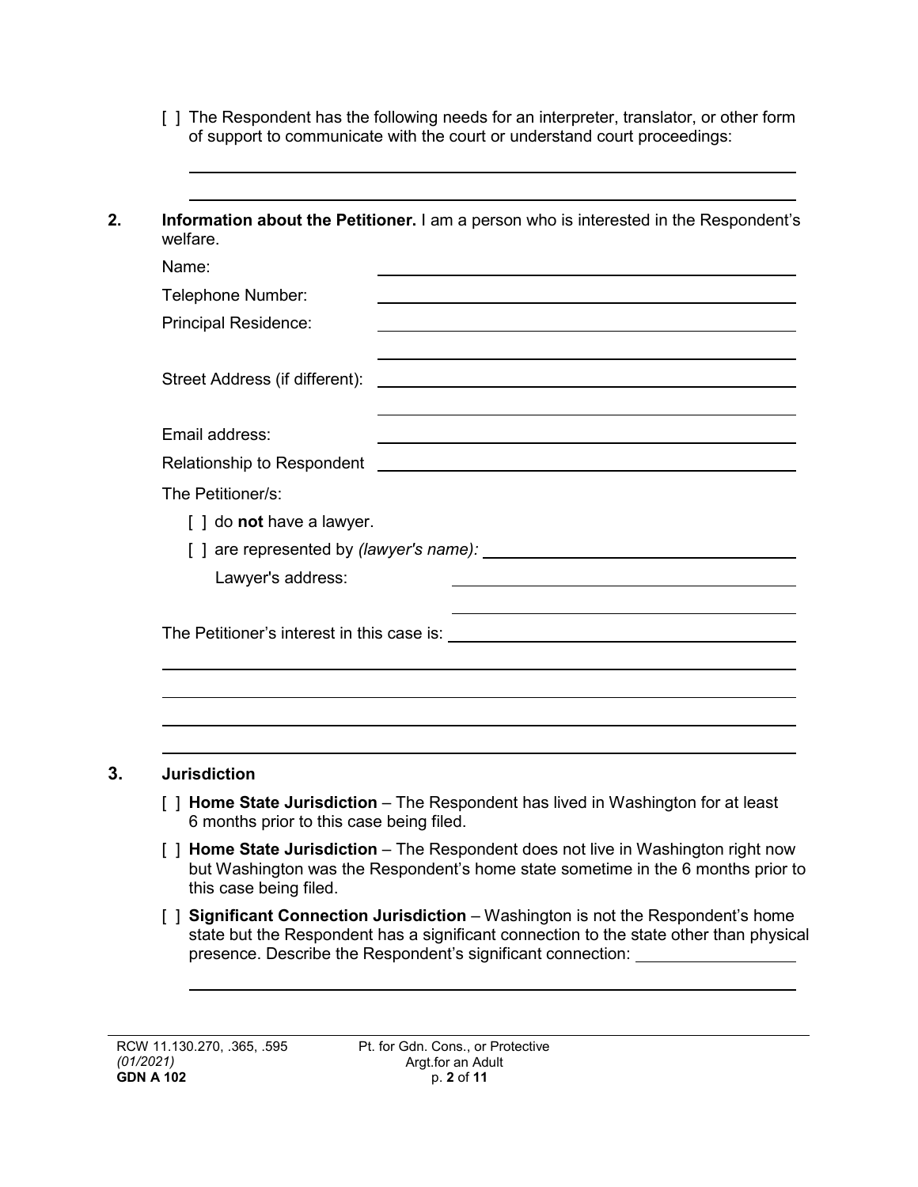[ ] The Respondent has the following needs for an interpreter, translator, or other form of support to communicate with the court or understand court proceedings:

______________________________________________

______________________________________________

**2. Information about the Petitioner.** I am a person who is interested in the Respondent's welfare.

Name: ______________________________________________

Telephone Number: ______________________________________________

Principal Residence: ______________________________________________

______________________________________________

Street Address (if different): ______________________________________________

______________________________________________

Email address: ______________________________________________

Relationship to Respondent ______________________________________________

The Petitioner/s:

[ ] do **not** have a lawyer.

[ ] are represented by *(lawyer's name):* ______________________________________________

Lawyer's address: ______________________________________________

______________________________________________

The Petitioner's interest in this case is: ______________________________________________

______________________________________________

______________________________________________

______________________________________________

______________________________________________

**3. Jurisdiction**

[ ] **Home State Jurisdiction** – The Respondent has lived in Washington for at least 6 months prior to this case being filed.

[ ] **Home State Jurisdiction** – The Respondent does not live in Washington right now but Washington was the Respondent's home state sometime in the 6 months prior to this case being filed.

[ ] **Significant Connection Jurisdiction** – Washington is not the Respondent's home state but the Respondent has a significant connection to the state other than physical presence. Describe the Respondent's significant connection: ______________________________________________

______________________________________________

RCW 11.130.270, .365, .595
*(01/2021)*
**GDN A 102**

Pt. for Gdn. Cons., or Protective Argt.for an Adult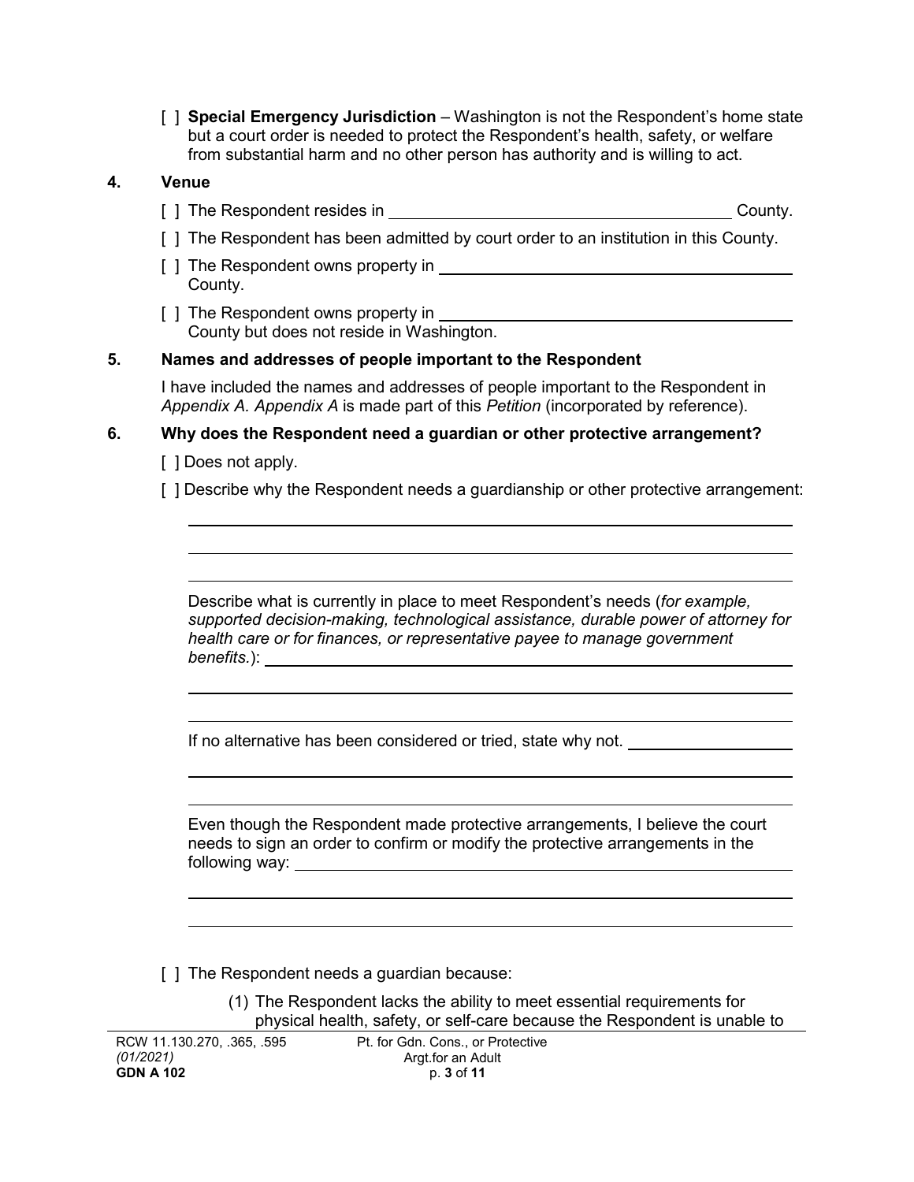[ ] **Special Emergency Jurisdiction** – Washington is not the Respondent's home state but a court order is needed to protect the Respondent's health, safety, or welfare from substantial harm and no other person has authority and is willing to act.

**4. Venue**

[ ] The Respondent resides in ______________________________ County.

[ ] The Respondent has been admitted by court order to an institution in this County.

[ ] The Respondent owns property in ______________________________ County.

[ ] The Respondent owns property in ______________________________ County but does not reside in Washington.

**5. Names and addresses of people important to the Respondent**

I have included the names and addresses of people important to the Respondent in *Appendix A. Appendix A* is made part of this *Petition* (incorporated by reference).

**6. Why does the Respondent need a guardian or other protective arrangement?**

[ ] Does not apply.

[ ] Describe why the Respondent needs a guardianship or other protective arrangement:

______________________________

______________________________

______________________________

Describe what is currently in place to meet Respondent's needs (*for example, supported decision-making, technological assistance, durable power of attorney for health care or for finances, or representative payee to manage government benefits.*): ______________________________

______________________________

______________________________

If no alternative has been considered or tried, state why not. ______________________________

______________________________

______________________________

Even though the Respondent made protective arrangements, I believe the court needs to sign an order to confirm or modify the protective arrangements in the following way: ______________________________

______________________________

______________________________

[ ] The Respondent needs a guardian because:

(1) The Respondent lacks the ability to meet essential requirements for physical health, safety, or self-care because the Respondent is unable to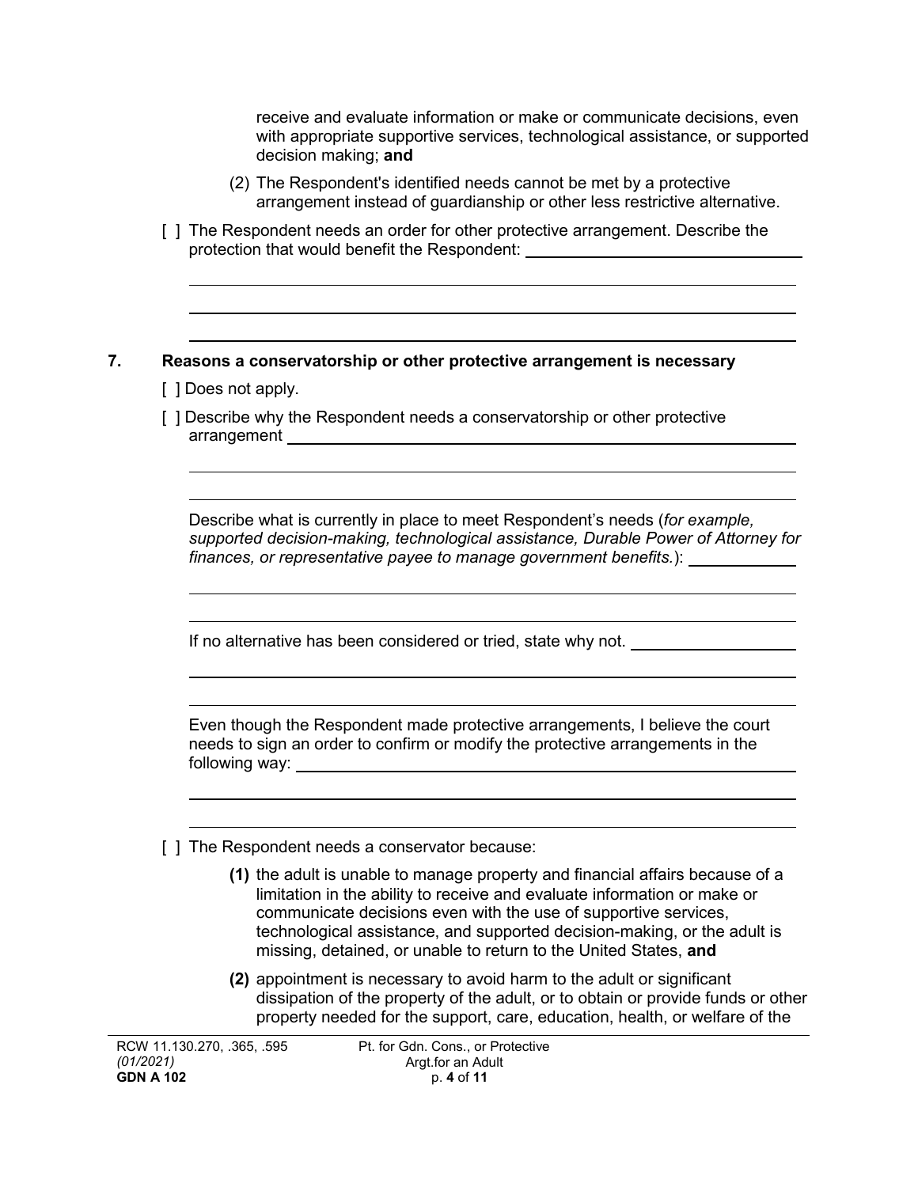receive and evaluate information or make or communicate decisions, even with appropriate supportive services, technological assistance, or supported decision making; **and**

(2) The Respondent's identified needs cannot be met by a protective arrangement instead of guardianship or other less restrictive alternative.

[ ] The Respondent needs an order for other protective arrangement. Describe the protection that would benefit the Respondent: ______________________________

______________________________________________________________________

______________________________________________________________________

______________________________________________________________________

## 7. Reasons a conservatorship or other protective arrangement is necessary

[ ] Does not apply.

[ ] Describe why the Respondent needs a conservatorship or other protective arrangement ______________________________________________________

______________________________________________________________________

______________________________________________________________________

Describe what is currently in place to meet Respondent's needs (*for example, supported decision-making, technological assistance, Durable Power of Attorney for finances, or representative payee to manage government benefits.*): ____________

______________________________________________________________________

______________________________________________________________________

If no alternative has been considered or tried, state why not. __________________

______________________________________________________________________

______________________________________________________________________

Even though the Respondent made protective arrangements, I believe the court needs to sign an order to confirm or modify the protective arrangements in the following way: ______________________________________________________

______________________________________________________________________

______________________________________________________________________

[ ] The Respondent needs a conservator because:

**(1)** the adult is unable to manage property and financial affairs because of a limitation in the ability to receive and evaluate information or make or communicate decisions even with the use of supportive services, technological assistance, and supported decision-making, or the adult is missing, detained, or unable to return to the United States, **and**

**(2)** appointment is necessary to avoid harm to the adult or significant dissipation of the property of the adult, or to obtain or provide funds or other property needed for the support, care, education, health, or welfare of the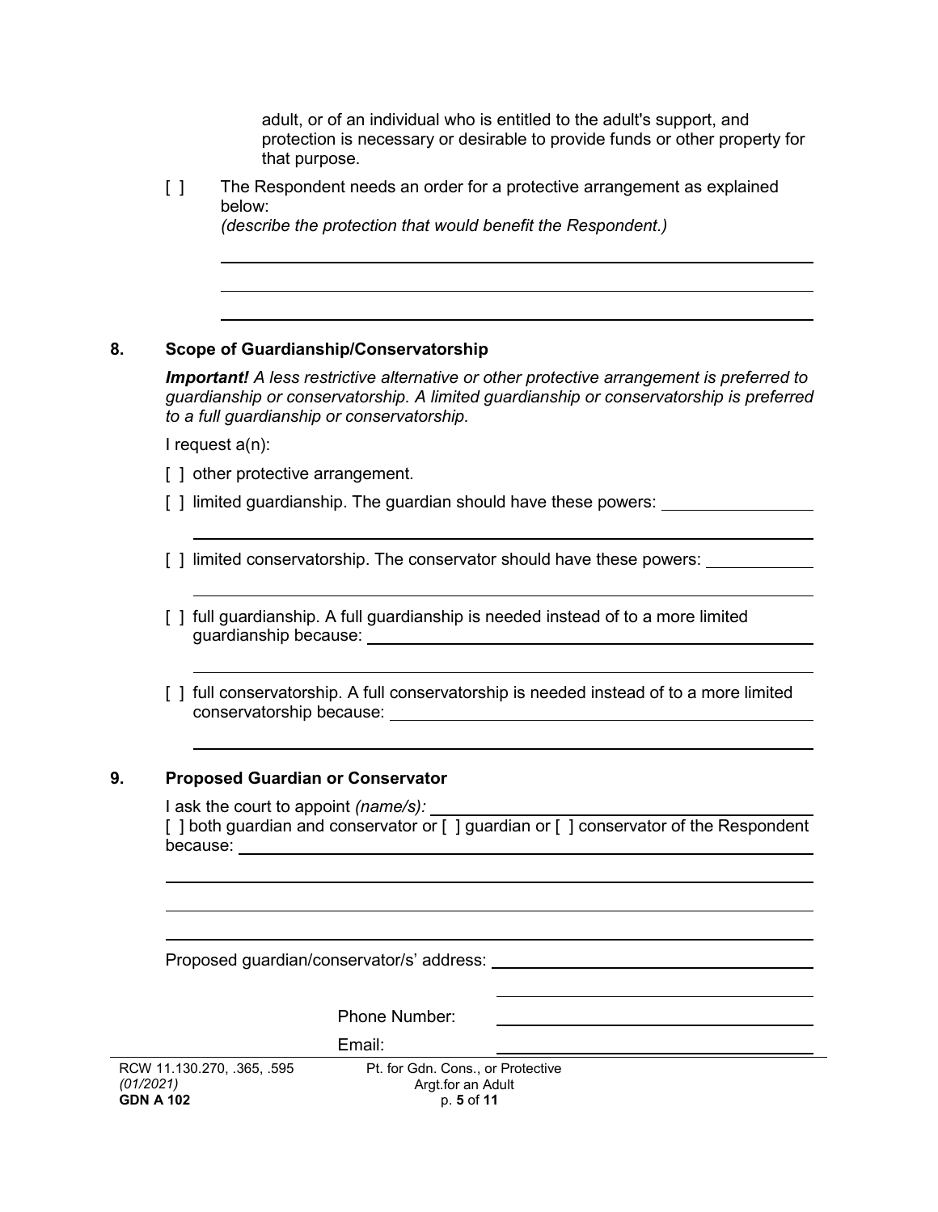adult, or of an individual who is entitled to the adult's support, and protection is necessary or desirable to provide funds or other property for that purpose.

[ ] The Respondent needs an order for a protective arrangement as explained below:
*(describe the protection that would benefit the Respondent.)*

______________________________________________________________

______________________________________________________________

______________________________________________________________

## 8. Scope of Guardianship/Conservatorship

***Important!*** *A less restrictive alternative or other protective arrangement is preferred to guardianship or conservatorship. A limited guardianship or conservatorship is preferred to a full guardianship or conservatorship.*

I request a(n):

[ ] other protective arrangement.

[ ] limited guardianship. The guardian should have these powers: ________________

______________________________________________________________

[ ] limited conservatorship. The conservator should have these powers: ____________

______________________________________________________________

[ ] full guardianship. A full guardianship is needed instead of to a more limited guardianship because: ______________________________________________

______________________________________________________________

[ ] full conservatorship. A full conservatorship is needed instead of to a more limited conservatorship because: ______________________________________________

______________________________________________________________

## 9. Proposed Guardian or Conservator

I ask the court to appoint *(name/s):* ______________________________________
[ ] both guardian and conservator or [ ] guardian or [ ] conservator of the Respondent because: ______________________________________________________________

______________________________________________________________

______________________________________________________________

______________________________________________________________

Proposed guardian/conservator/s' address: ______________________________

______________________________

Phone Number: ______________________________

Email: ______________________________

RCW 11.130.270, .365, .595
*(01/2021)*
**GDN A 102**

Pt. for Gdn. Cons., or Protective Argt.for an Adult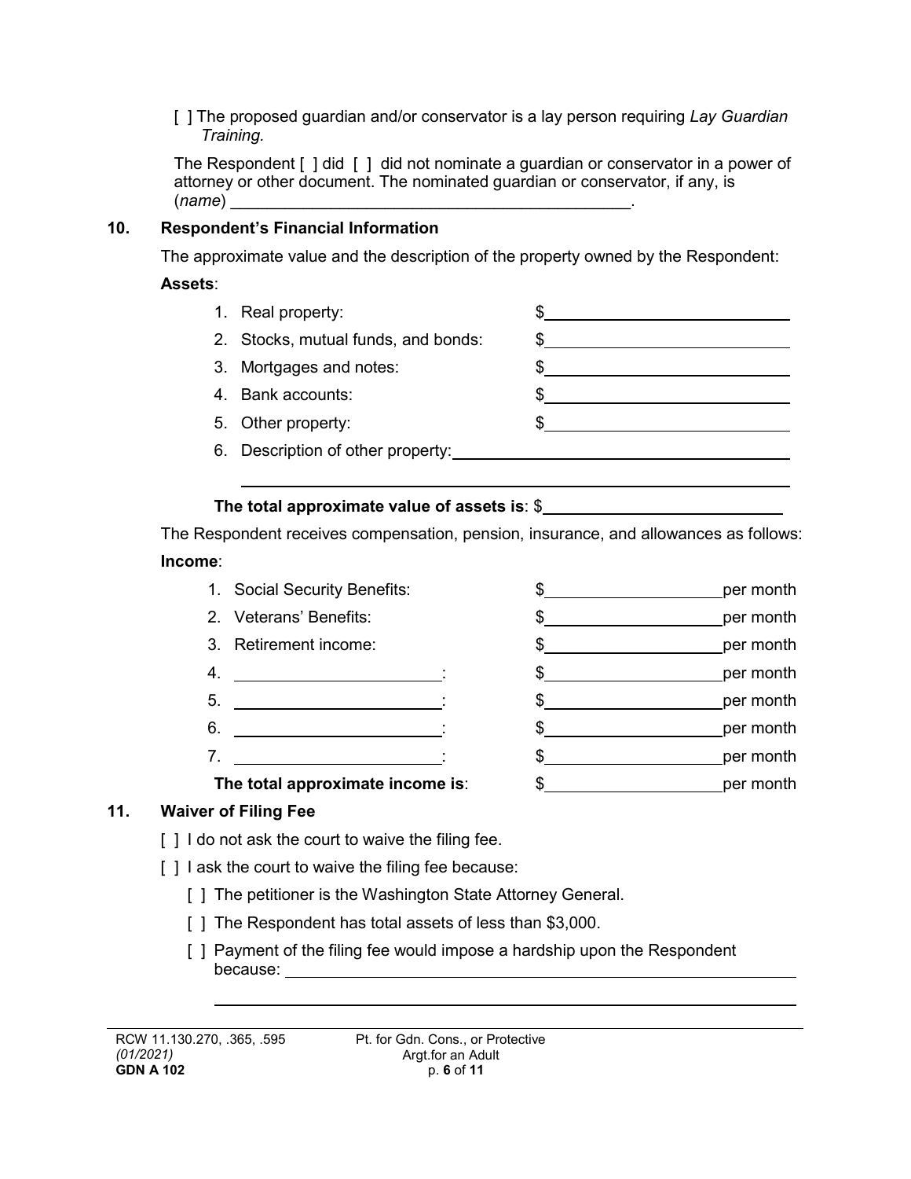[ ] The proposed guardian and/or conservator is a lay person requiring *Lay Guardian Training.*

The Respondent [ ] did [ ] did not nominate a guardian or conservator in a power of attorney or other document. The nominated guardian or conservator, if any, is (*name*) ____________________________________________.

## 10. Respondent's Financial Information

The approximate value and the description of the property owned by the Respondent:

**Assets**:

1. Real property: $____________________________
2. Stocks, mutual funds, and bonds: $____________________________
3. Mortgages and notes: $____________________________
4. Bank accounts: $____________________________
5. Other property: $____________________________
6. Description of other property: ____________________________________________

____________________________________________________________

**The total approximate value of assets is**: $____________________________

The Respondent receives compensation, pension, insurance, and allowances as follows:

**Income**:

1. Social Security Benefits: $____________________ per month
2. Veterans' Benefits: $____________________ per month
3. Retirement income: $____________________ per month
4. ________________________: $____________________ per month
5. ________________________: $____________________ per month
6. ________________________: $____________________ per month
7. ________________________: $____________________ per month

**The total approximate income is**: $____________________ per month

## 11. Waiver of Filing Fee

[ ] I do not ask the court to waive the filing fee.

[ ] I ask the court to waive the filing fee because:

[ ] The petitioner is the Washington State Attorney General.

[ ] The Respondent has total assets of less than $3,000.

[ ] Payment of the filing fee would impose a hardship upon the Respondent because: ____________________________________________________________

____________________________________________________________

RCW 11.130.270, .365, .595
*(01/2021)*
**GDN A 102**

Pt. for Gdn. Cons., or Protective Argt.for an Adult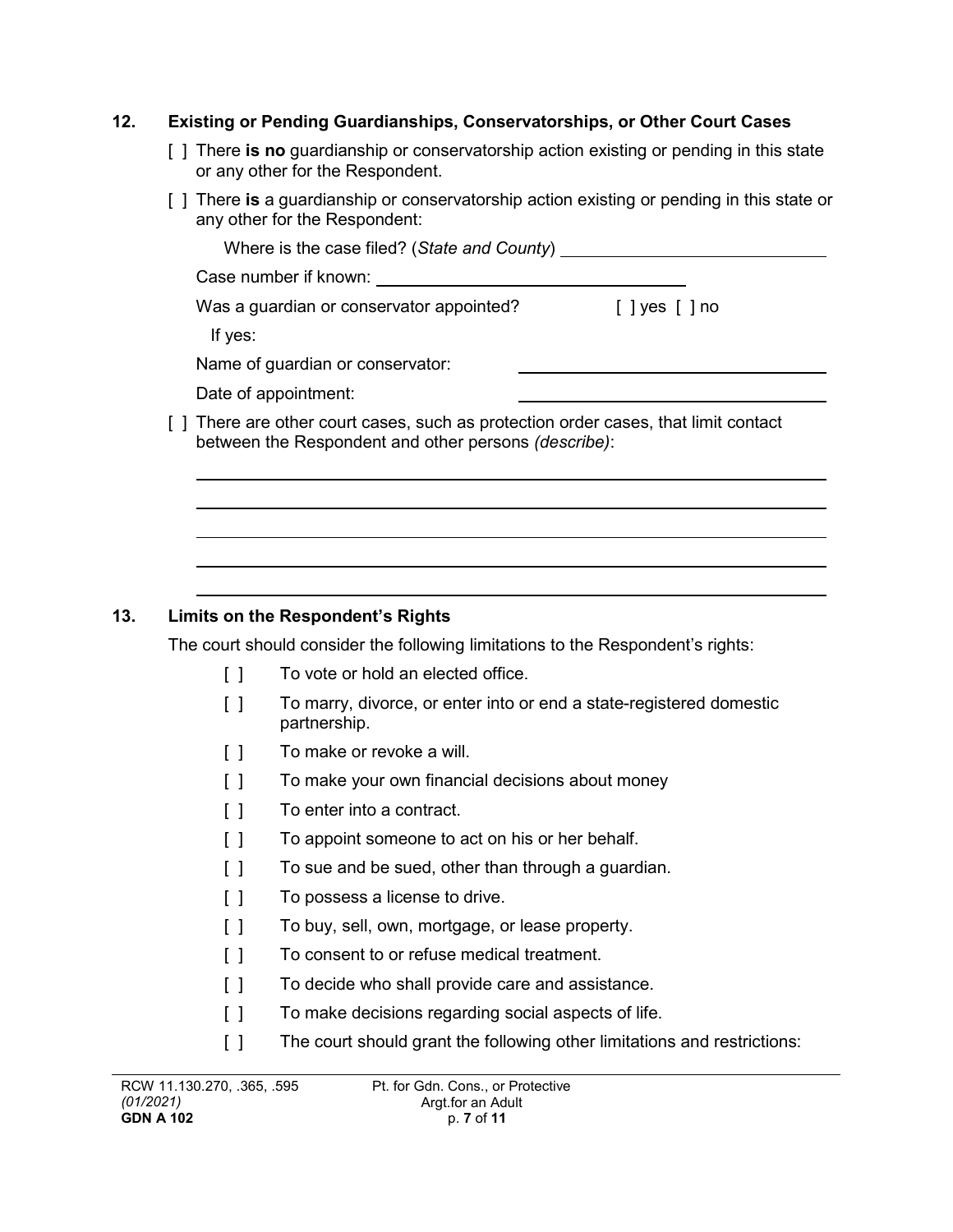## 12. Existing or Pending Guardianships, Conservatorships, or Other Court Cases

[ ] There **is no** guardianship or conservatorship action existing or pending in this state or any other for the Respondent.

[ ] There **is** a guardianship or conservatorship action existing or pending in this state or any other for the Respondent:

Where is the case filed? (*State and County*) \_\_\_\_\_\_\_\_\_\_\_\_\_\_\_\_\_\_\_\_\_\_\_\_\_\_\_\_

Case number if known: \_\_\_\_\_\_\_\_\_\_\_\_\_\_\_\_\_\_\_\_\_\_\_\_\_\_\_\_

Was a guardian or conservator appointed? [ ] yes [ ] no

If yes:

Name of guardian or conservator: \_\_\_\_\_\_\_\_\_\_\_\_\_\_\_\_\_\_\_\_\_\_\_\_\_\_\_\_

Date of appointment: \_\_\_\_\_\_\_\_\_\_\_\_\_\_\_\_\_\_\_\_\_\_\_\_\_\_\_\_

[ ] There are other court cases, such as protection order cases, that limit contact between the Respondent and other persons *(describe)*:

\_\_\_\_\_\_\_\_\_\_\_\_\_\_\_\_\_\_\_\_\_\_\_\_\_\_\_\_\_\_\_\_\_\_\_\_\_\_\_\_\_\_\_\_\_\_\_\_\_\_\_\_\_\_\_\_

\_\_\_\_\_\_\_\_\_\_\_\_\_\_\_\_\_\_\_\_\_\_\_\_\_\_\_\_\_\_\_\_\_\_\_\_\_\_\_\_\_\_\_\_\_\_\_\_\_\_\_\_\_\_\_\_

\_\_\_\_\_\_\_\_\_\_\_\_\_\_\_\_\_\_\_\_\_\_\_\_\_\_\_\_\_\_\_\_\_\_\_\_\_\_\_\_\_\_\_\_\_\_\_\_\_\_\_\_\_\_\_\_

\_\_\_\_\_\_\_\_\_\_\_\_\_\_\_\_\_\_\_\_\_\_\_\_\_\_\_\_\_\_\_\_\_\_\_\_\_\_\_\_\_\_\_\_\_\_\_\_\_\_\_\_\_\_\_\_

\_\_\_\_\_\_\_\_\_\_\_\_\_\_\_\_\_\_\_\_\_\_\_\_\_\_\_\_\_\_\_\_\_\_\_\_\_\_\_\_\_\_\_\_\_\_\_\_\_\_\_\_\_\_\_\_

## 13. Limits on the Respondent's Rights

The court should consider the following limitations to the Respondent's rights:

- [ ] To vote or hold an elected office.
- [ ] To marry, divorce, or enter into or end a state-registered domestic partnership.
- [ ] To make or revoke a will.
- [ ] To make your own financial decisions about money
- [ ] To enter into a contract.
- [ ] To appoint someone to act on his or her behalf.
- [ ] To sue and be sued, other than through a guardian.
- [ ] To possess a license to drive.
- [ ] To buy, sell, own, mortgage, or lease property.
- [ ] To consent to or refuse medical treatment.
- [ ] To decide who shall provide care and assistance.
- [ ] To make decisions regarding social aspects of life.
- [ ] The court should grant the following other limitations and restrictions: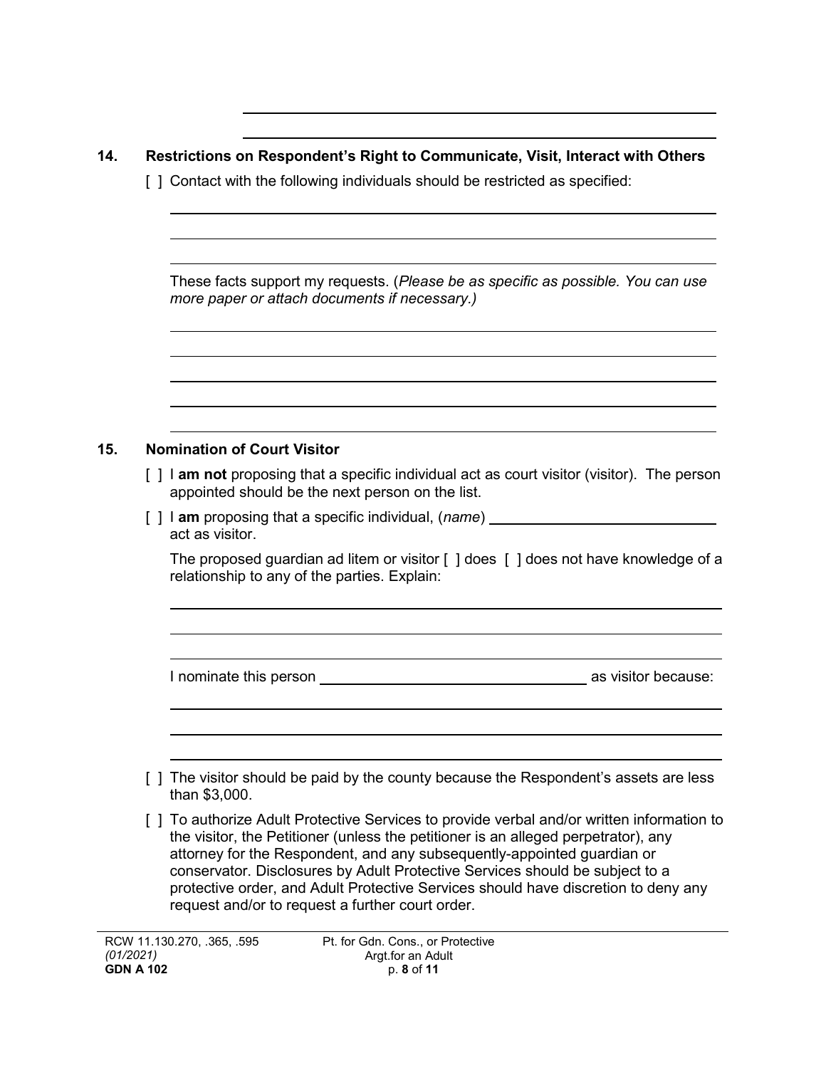### 14. Restrictions on Respondent's Right to Communicate, Visit, Interact with Others

[ ] Contact with the following individuals should be restricted as specified:

______________________________________________________________

______________________________________________________________

______________________________________________________________

These facts support my requests. (*Please be as specific as possible. You can use more paper or attach documents if necessary.)*

______________________________________________________________

______________________________________________________________

______________________________________________________________

______________________________________________________________

______________________________________________________________

### 15. Nomination of Court Visitor

[ ] I **am not** proposing that a specific individual act as court visitor (visitor). The person appointed should be the next person on the list.

[ ] I **am** proposing that a specific individual, (*name*) ____________________________ act as visitor.

The proposed guardian ad litem or visitor [ ] does [ ] does not have knowledge of a relationship to any of the parties. Explain:

______________________________________________________________

______________________________________________________________

______________________________________________________________

I nominate this person ________________________________ as visitor because:

______________________________________________________________

______________________________________________________________

______________________________________________________________

[ ] The visitor should be paid by the county because the Respondent's assets are less than $3,000.

[ ] To authorize Adult Protective Services to provide verbal and/or written information to the visitor, the Petitioner (unless the petitioner is an alleged perpetrator), any attorney for the Respondent, and any subsequently-appointed guardian or conservator. Disclosures by Adult Protective Services should be subject to a protective order, and Adult Protective Services should have discretion to deny any request and/or to request a further court order.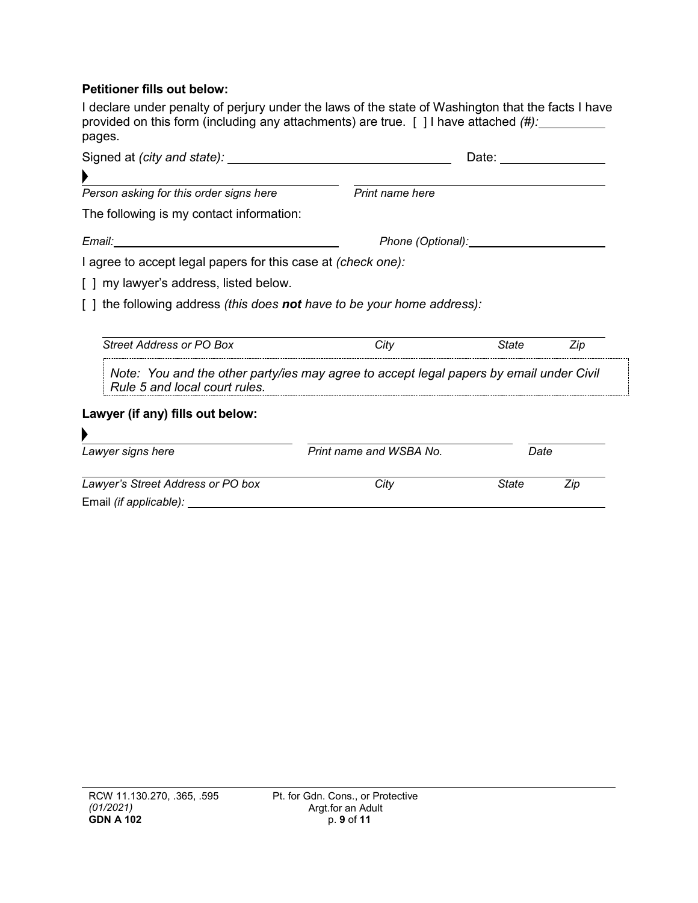**Petitioner fills out below:**

I declare under penalty of perjury under the laws of the state of Washington that the facts I have provided on this form (including any attachments) are true. [ ] I have attached *(#):* __________ pages.

Signed at *(city and state):* ______________________________ Date: _______________

▶ ______________________________ ______________________________

*Person asking for this order signs here* *Print name here*

The following is my contact information:

*Email:* ______________________________ *Phone (Optional):* ______________________

I agree to accept legal papers for this case at *(check one):*

[ ] my lawyer's address, listed below.

[ ] the following address *(this does **not** have to be your home address):*

______________________________________________________________

*Street Address or PO Box* *City* *State* *Zip*

> *Note: You and the other party/ies may agree to accept legal papers by email under Civil Rule 5 and local court rules.*

**Lawyer (if any) fills out below:**

▶ ______________________________ ______________________________ ____________

*Lawyer signs here* *Print name and WSBA No.* *Date*

______________________________________________________________

*Lawyer's Street Address or PO box* *City* *State* *Zip*

Email *(if applicable):* ______________________________________________________________

RCW 11.130.270, .365, .595
*(01/2021)*
**GDN A 102**

Pt. for Gdn. Cons., or Protective Argt.for an Adult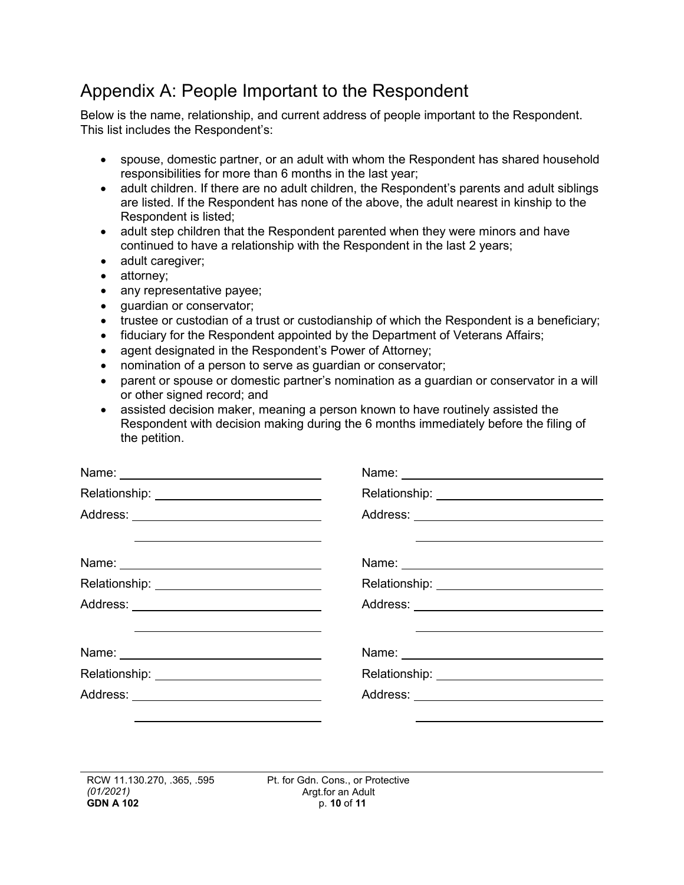## Appendix A: People Important to the Respondent

Below is the name, relationship, and current address of people important to the Respondent. This list includes the Respondent's:

- spouse, domestic partner, or an adult with whom the Respondent has shared household responsibilities for more than 6 months in the last year;
- adult children. If there are no adult children, the Respondent's parents and adult siblings are listed. If the Respondent has none of the above, the adult nearest in kinship to the Respondent is listed;
- adult step children that the Respondent parented when they were minors and have continued to have a relationship with the Respondent in the last 2 years;
- adult caregiver;
- attorney;
- any representative payee;
- guardian or conservator;
- trustee or custodian of a trust or custodianship of which the Respondent is a beneficiary;
- fiduciary for the Respondent appointed by the Department of Veterans Affairs;
- agent designated in the Respondent's Power of Attorney;
- nomination of a person to serve as guardian or conservator;
- parent or spouse or domestic partner's nomination as a guardian or conservator in a will or other signed record; and
- assisted decision maker, meaning a person known to have routinely assisted the Respondent with decision making during the 6 months immediately before the filing of the petition.

Name: ______________________________
Relationship: ______________________________
Address: ______________________________
______________________________

Name: ______________________________
Relationship: ______________________________
Address: ______________________________
______________________________

Name: ______________________________
Relationship: ______________________________
Address: ______________________________
______________________________

Name: ______________________________
Relationship: ______________________________
Address: ______________________________
______________________________

Name: ______________________________
Relationship: ______________________________
Address: ______________________________
______________________________

Name: ______________________________
Relationship: ______________________________
Address: ______________________________
______________________________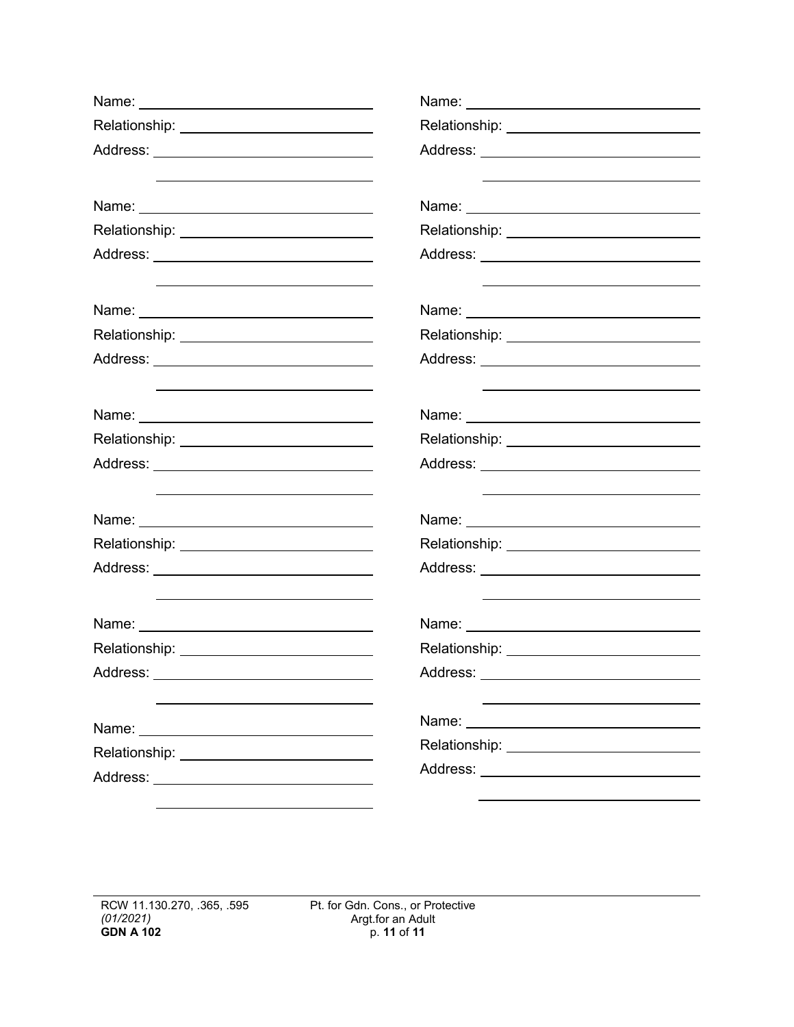Name: ______________________________

Relationship: ______________________________

Address: ______________________________

______________________________

Name: ______________________________

Relationship: ______________________________

Address: ______________________________

______________________________

Name: ______________________________

Relationship: ______________________________

Address: ______________________________

______________________________

Name: ______________________________

Relationship: ______________________________

Address: ______________________________

______________________________

Name: ______________________________

Relationship: ______________________________

Address: ______________________________

______________________________

Name: ______________________________

Relationship: ______________________________

Address: ______________________________

______________________________

Name: ______________________________

Relationship: ______________________________

Address: ______________________________

______________________________

Name: ______________________________

Relationship: ______________________________

Address: ______________________________

______________________________

Name: ______________________________

Relationship: ______________________________

Address: ______________________________

______________________________

Name: ______________________________

Relationship: ______________________________

Address: ______________________________

______________________________

Name: ______________________________

Relationship: ______________________________

Address: ______________________________

______________________________

Name: ______________________________

Relationship: ______________________________

Address: ______________________________

______________________________

Name: ______________________________

Relationship: ______________________________

Address: ______________________________

______________________________

Name: ______________________________

Relationship: ______________________________

Address: ______________________________

______________________________